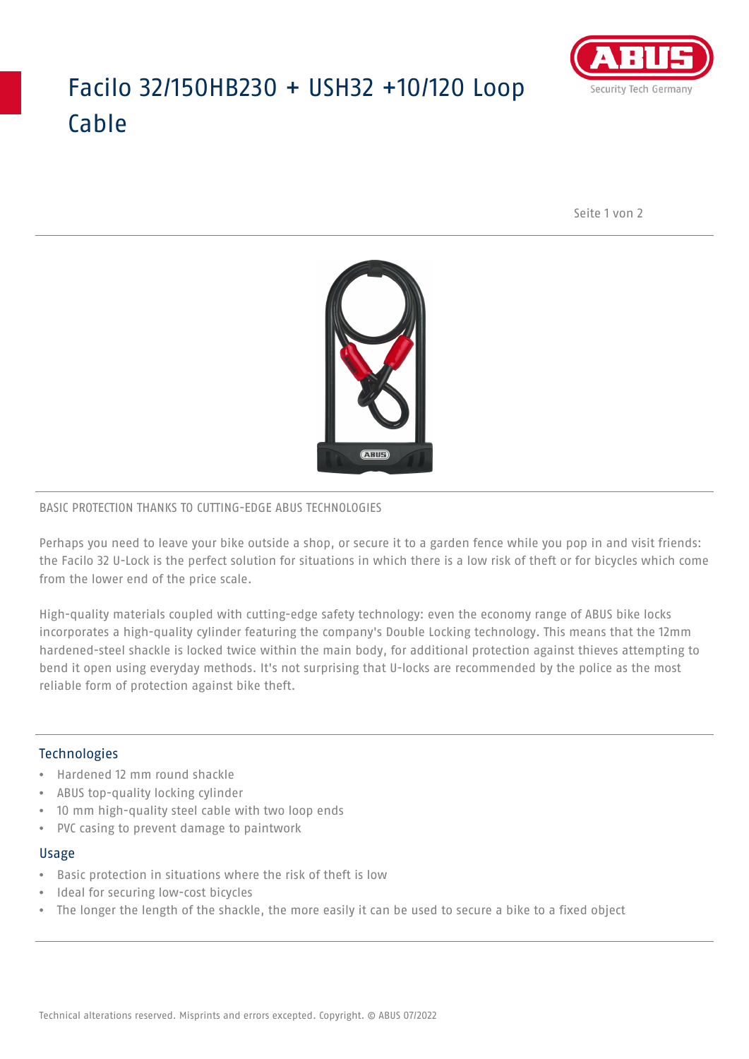# Facilo 32/150HB230 + USH32 +10/120 Loop Cable

BASIC PROTECTION THANKS TO CUTTING-EDGE ABUS TECHNOLOGIES

Perhaps you need to leave your bike outside a shop, or secure it to a garden fence while you pop in and visit friends: the Facilo 32 U-Lock is the perfect solution for situations in which there is a low risk of theft or for bicycles which come from the lower end of the price scale.

High-quality materials coupled with cutting-edge safety technology: even the economy range of ABUS bike locks incorporates a high-quality cylinder featuring the company's Double Locking technology. This means that the 12mm hardened-steel shackle is locked twice within the main body, for additional protection against thieves attempting to bend it open using everyday methods. It's not surprising that U-locks are recommended by the police as the most reliable form of protection against bike theft.

## Technologies

- Hardened 12 mm round shackle
- ABUS top-quality locking cylinder
- 10 mm high-quality steel cable with two loop ends
- PVC casing to prevent damage to paintwork

## Usage

- Basic protection in situations where the risk of theft is low
- Ideal for securing low-cost bicycles
- The longer the length of the shackle, the more easily it can be used to secure a bike to a fixed object

Technical alterations reserved. Misprints and errors excepted. Copyright. © ABUS 07/2022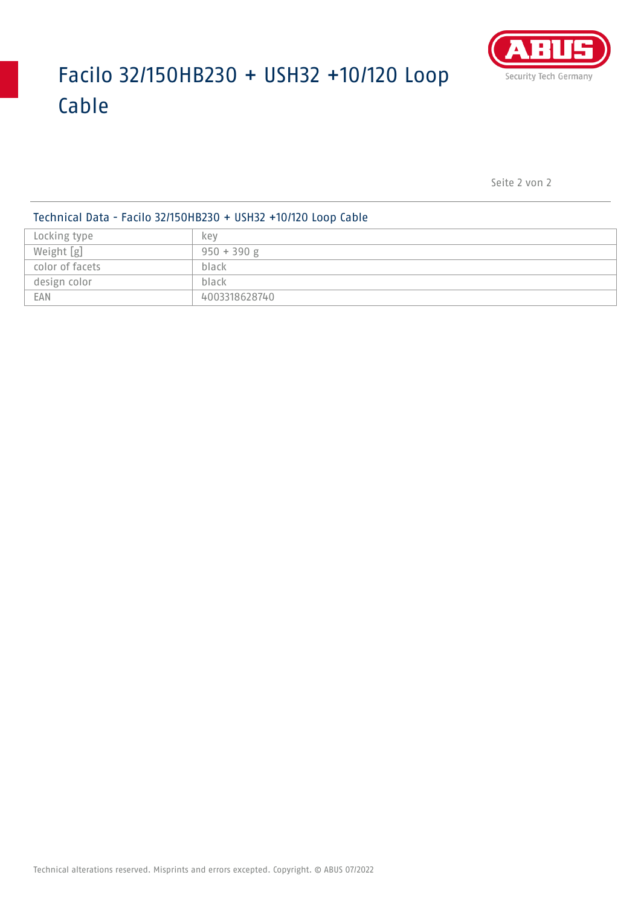# Facilo 32/150HB230 + USH32 +10/120 Loop Cable

## Technical Data - Facilo 32/150HB230 + USH32 +10/120 Loop Cable

| | |
|---|---|
| Locking type | key |
| Weight [g] | 950 + 390 g |
| color of facets | black |
| design color | black |
| EAN | 4003318628740 |

Technical alterations reserved. Misprints and errors excepted. Copyright. © ABUS 07/2022